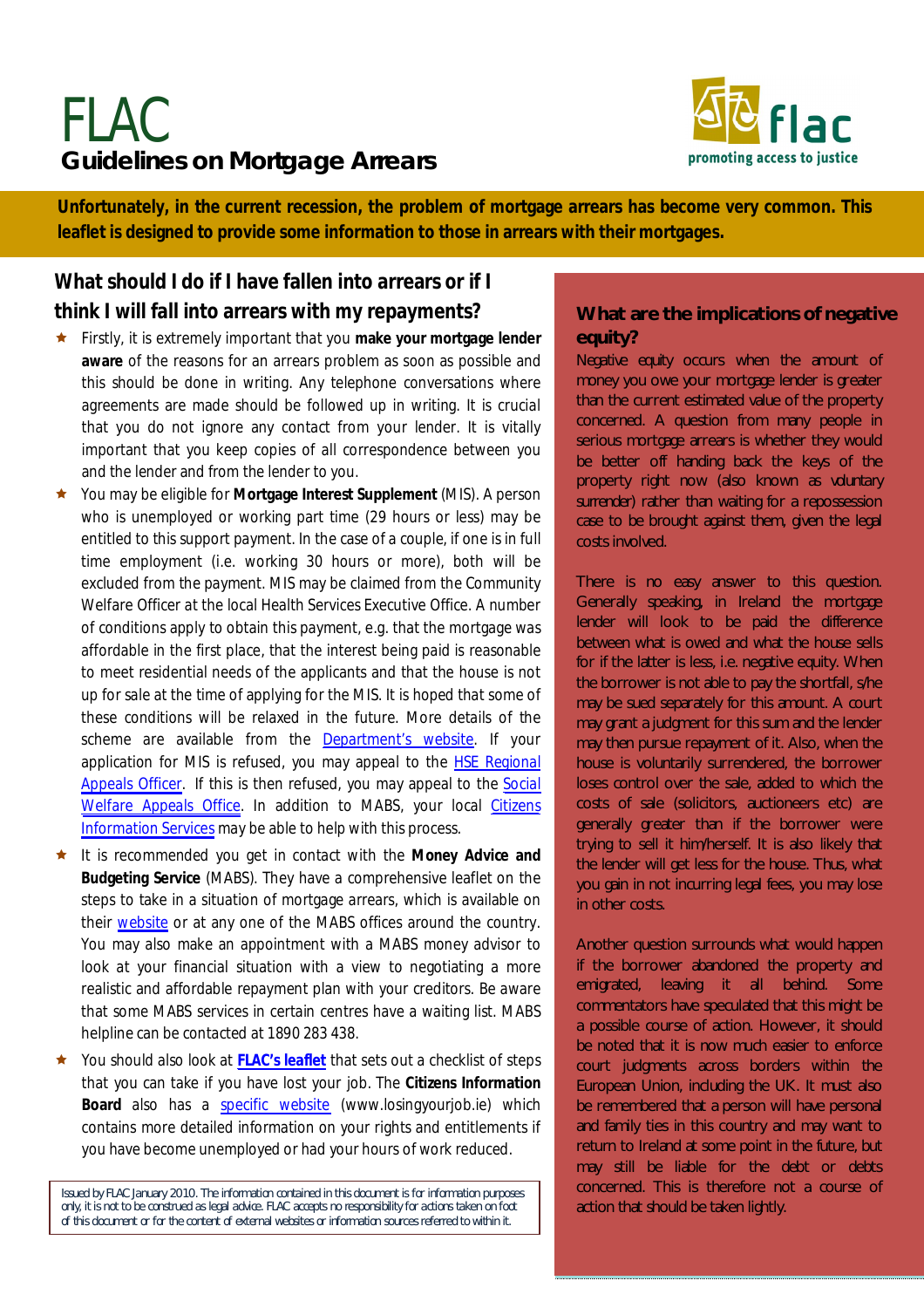# FLAC

## Guidelines on Mortgage Arrears

flac
promoting access to justice

**Unfortunately, in the current recession, the problem of mortgage arrears has become very common. This leaflet is designed to provide some information to those in arrears with their mortgages.**

### What should I do if I have fallen into arrears or if I think I will fall into arrears with my repayments?

- Firstly, it is extremely important that you **make your mortgage lender aware** of the reasons for an arrears problem as soon as possible and this should be done in writing. Any telephone conversations where agreements are made should be followed up in writing. It is crucial that you do not ignore any contact from your lender. It is vitally important that you keep copies of all correspondence between you and the lender and from the lender to you.
- You may be eligible for **Mortgage Interest Supplement** (MIS). A person who is unemployed or working part time (29 hours or less) may be entitled to this support payment. In the case of a couple, if one is in full time employment (i.e. working 30 hours or more), both will be excluded from the payment. MIS may be claimed from the Community Welfare Officer at the local Health Services Executive Office. A number of conditions apply to obtain this payment, e.g. that the mortgage was affordable in the first place, that the interest being paid is reasonable to meet residential needs of the applicants and that the house is not up for sale at the time of applying for the MIS. It is hoped that some of these conditions will be relaxed in the future. More details of the scheme are available from the Department's website. If your application for MIS is refused, you may appeal to the HSE Regional Appeals Officer. If this is then refused, you may appeal to the Social Welfare Appeals Office. In addition to MABS, your local Citizens Information Services may be able to help with this process.
- It is recommended you get in contact with the **Money Advice and Budgeting Service** (MABS). They have a comprehensive leaflet on the steps to take in a situation of mortgage arrears, which is available on their website or at any one of the MABS offices around the country. You may also make an appointment with a MABS money advisor to look at your financial situation with a view to negotiating a more realistic and affordable repayment plan with your creditors. Be aware that some MABS services in certain centres have a waiting list. MABS helpline can be contacted at 1890 283 438.
- You should also look at **FLAC's leaflet** that sets out a checklist of steps that you can take if you have lost your job. The **Citizens Information Board** also has a specific website (www.losingyourjob.ie) which contains more detailed information on your rights and entitlements if you have become unemployed or had your hours of work reduced.

Issued by FLAC January 2010. The information contained in this document is for information purposes only, it is not to be construed as legal advice. FLAC accepts no responsibility for actions taken on foot of this document or for the content of external websites or information sources referred to within it.

### What are the implications of negative equity?

Negative equity occurs when the amount of money you owe your mortgage lender is greater than the current estimated value of the property concerned. A question from many people in serious mortgage arrears is whether they would be better off handing back the keys of the property right now (also known as voluntary surrender) rather than waiting for a repossession case to be brought against them, given the legal costs involved.

There is no easy answer to this question. Generally speaking, in Ireland the mortgage lender will look to be paid the difference between what is owed and what the house sells for if the latter is less, i.e. negative equity. When the borrower is not able to pay the shortfall, s/he may be sued separately for this amount. A court may grant a judgment for this sum and the lender may then pursue repayment of it. Also, when the house is voluntarily surrendered, the borrower loses control over the sale, added to which the costs of sale (solicitors, auctioneers etc) are generally greater than if the borrower were trying to sell it him/herself. It is also likely that the lender will get less for the house. Thus, what you gain in not incurring legal fees, you may lose in other costs.

Another question surrounds what would happen if the borrower abandoned the property and emigrated, leaving it all behind. Some commentators have speculated that this might be a possible course of action. However, it should be noted that it is now much easier to enforce court judgments across borders within the European Union, including the UK. It must also be remembered that a person will have personal and family ties in this country and may want to return to Ireland at some point in the future, but may still be liable for the debt or debts concerned. This is therefore not a course of action that should be taken lightly.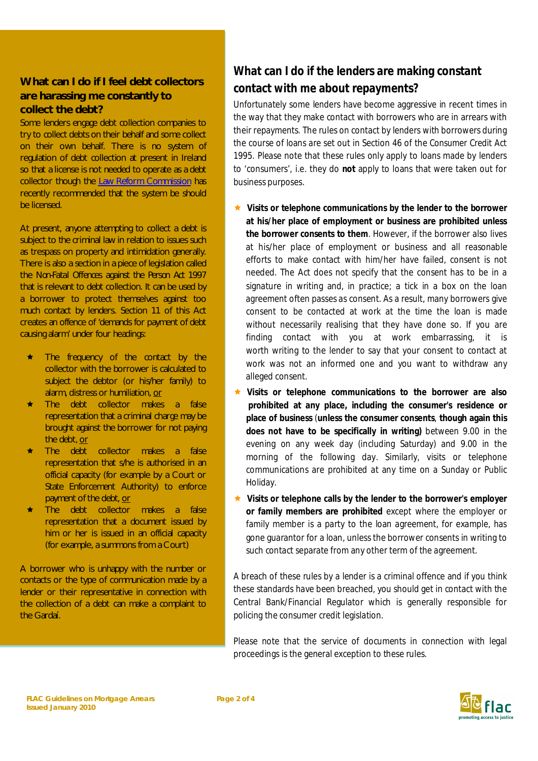## What can I do if I feel debt collectors are harassing me constantly to collect the debt?

Some lenders engage debt collection companies to try to collect debts on their behalf and some collect on their own behalf. There is no system of regulation of debt collection at present in Ireland so that a license is not needed to operate as a debt collector though the [Law Reform Commission]() has recently recommended that the system be should be licensed.

At present, anyone attempting to collect a debt is subject to the criminal law in relation to issues such as trespass on property and intimidation generally. There is also a section in a piece of legislation called the Non-Fatal Offences against the Person Act 1997 that is relevant to debt collection. It can be used by a borrower to protect themselves against too much contact by lenders. Section 11 of this Act creates an offence of 'demands for payment of debt causing alarm' under four headings:

- The frequency of the contact by the collector with the borrower is calculated to subject the debtor (or his/her family) to alarm, distress or humiliation, or
- The debt collector makes a false representation that a criminal charge may be brought against the borrower for not paying the debt, or
- The debt collector makes a false representation that s/he is authorised in an official capacity (for example by a Court or State Enforcement Authority) to enforce payment of the debt, or
- The debt collector makes a false representation that a document issued by him or her is issued in an official capacity (for example, a summons from a Court)

A borrower who is unhappy with the number or contacts or the type of communication made by a lender or their representative in connection with the collection of a debt can make a complaint to the Gardaí.

## What can I do if the lenders are making constant contact with me about repayments?

Unfortunately some lenders have become aggressive in recent times in the way that they make contact with borrowers who are in arrears with their repayments. The rules on contact by lenders with borrowers during the course of loans are set out in Section 46 of the Consumer Credit Act 1995. Please note that these rules only apply to loans made by lenders to 'consumers', i.e. they do **not** apply to loans that were taken out for business purposes.

- **Visits or telephone communications by the lender to the borrower at his/her place of employment or business are prohibited unless the borrower consents to them**. However, if the borrower also lives at his/her place of employment or business and all reasonable efforts to make contact with him/her have failed, consent is not needed. The Act does not specify that the consent has to be in a signature in writing and, in practice; a tick in a box on the loan agreement often passes as consent. As a result, many borrowers give consent to be contacted at work at the time the loan is made without necessarily realising that they have done so. If you are finding contact with you at work embarrassing, it is worth writing to the lender to say that your consent to contact at work was not an informed one and you want to withdraw any alleged consent.
- **Visits or telephone communications to the borrower are also prohibited at any place, including the consumer's residence or place of business** (**unless the consumer consents**, **though again this does not have to be specifically in writing)** between 9.00 in the evening on any week day (including Saturday) and 9.00 in the morning of the following day. Similarly, visits or telephone communications are prohibited at any time on a Sunday or Public Holiday.
- **Visits or telephone calls by the lender to the borrower's employer or family members are prohibited** except where the employer or family member is a party to the loan agreement, for example, has gone guarantor for a loan, unless the borrower consents in writing to such contact separate from any other term of the agreement.

A breach of these rules by a lender is a criminal offence and if you think these standards have been breached, you should get in contact with the Central Bank/Financial Regulator which is generally responsible for policing the consumer credit legislation.

Please note that the service of documents in connection with legal proceedings is the general exception to these rules.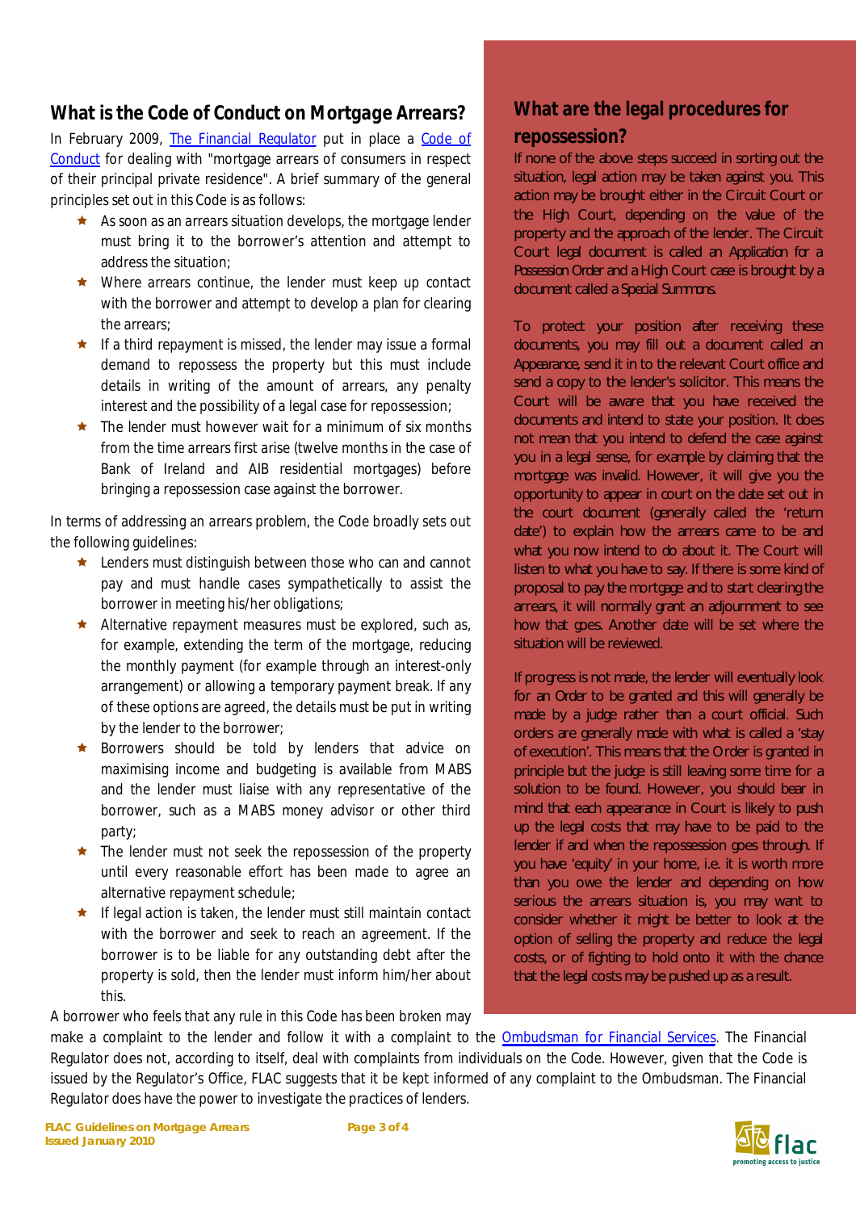## What is the Code of Conduct on Mortgage Arrears?

In February 2009, The Financial Regulator put in place a Code of Conduct for dealing with "mortgage arrears of consumers in respect of their principal private residence". A brief summary of the general principles set out in this Code is as follows:

- As soon as an arrears situation develops, the mortgage lender must bring it to the borrower's attention and attempt to address the situation;
- Where arrears continue, the lender must keep up contact with the borrower and attempt to develop a plan for clearing the arrears;
- If a third repayment is missed, the lender may issue a formal demand to repossess the property but this must include details in writing of the amount of arrears, any penalty interest and the possibility of a legal case for repossession;
- The lender must however wait for a minimum of six months from the time arrears first arise (twelve months in the case of Bank of Ireland and AIB residential mortgages) before bringing a repossession case against the borrower.

In terms of addressing an arrears problem, the Code broadly sets out the following guidelines:

- Lenders must distinguish between those who can and cannot pay and must handle cases sympathetically to assist the borrower in meeting his/her obligations;
- Alternative repayment measures must be explored, such as, for example, extending the term of the mortgage, reducing the monthly payment (for example through an interest-only arrangement) or allowing a temporary payment break. If any of these options are agreed, the details must be put in writing by the lender to the borrower;
- Borrowers should be told by lenders that advice on maximising income and budgeting is available from MABS and the lender must liaise with any representative of the borrower, such as a MABS money advisor or other third party;
- The lender must not seek the repossession of the property until every reasonable effort has been made to agree an alternative repayment schedule;
- If legal action is taken, the lender must still maintain contact with the borrower and seek to reach an agreement. If the borrower is to be liable for any outstanding debt after the property is sold, then the lender must inform him/her about this.

A borrower who feels that any rule in this Code has been broken may make a complaint to the lender and follow it with a complaint to the Ombudsman for Financial Services. The Financial Regulator does not, according to itself, deal with complaints from individuals on the Code. However, given that the Code is issued by the Regulator's Office, FLAC suggests that it be kept informed of any complaint to the Ombudsman. The Financial Regulator does have the power to investigate the practices of lenders.

## What are the legal procedures for repossession?

If none of the above steps succeed in sorting out the situation, legal action may be taken against you. This action may be brought either in the Circuit Court or the High Court, depending on the value of the property and the approach of the lender. The Circuit Court legal document is called an Application for a Possession Order and a High Court case is brought by a document called a Special Summons.

To protect your position after receiving these documents, you may fill out a document called an Appearance, send it in to the relevant Court office and send a copy to the lender's solicitor. This means the Court will be aware that you have received the documents and intend to state your position. It does not mean that you intend to defend the case against you in a legal sense, for example by claiming that the mortgage was invalid. However, it will give you the opportunity to appear in court on the date set out in the court document (generally called the 'return date') to explain how the arrears came to be and what you now intend to do about it. The Court will listen to what you have to say. If there is some kind of proposal to pay the mortgage and to start clearing the arrears, it will normally grant an adjournment to see how that goes. Another date will be set where the situation will be reviewed.

If progress is not made, the lender will eventually look for an Order to be granted and this will generally be made by a judge rather than a court official. Such orders are generally made with what is called a 'stay of execution'. This means that the Order is granted in principle but the judge is still leaving some time for a solution to be found. However, you should bear in mind that each appearance in Court is likely to push up the legal costs that may have to be paid to the lender if and when the repossession goes through. If you have 'equity' in your home, i.e. it is worth more than you owe the lender and depending on how serious the arrears situation is, you may want to consider whether it might be better to look at the option of selling the property and reduce the legal costs, or of fighting to hold onto it with the chance that the legal costs may be pushed up as a result.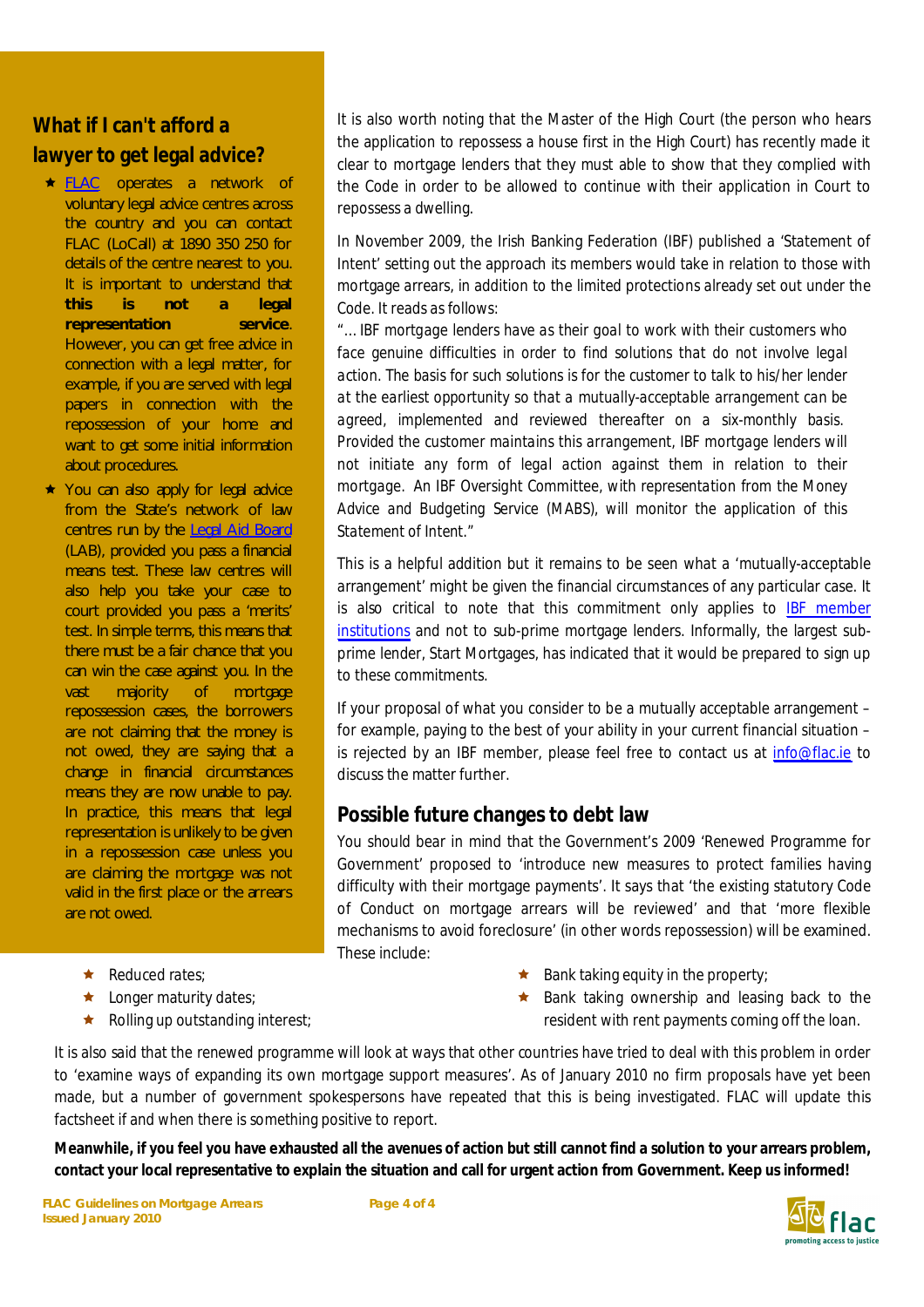## What if I can't afford a lawyer to get legal advice?

- FLAC operates a network of voluntary legal advice centres across the country and you can contact FLAC (LoCall) at 1890 350 250 for details of the centre nearest to you. It is important to understand that **this is not a legal representation service**. However, you can get free advice in connection with a legal matter, for example, if you are served with legal papers in connection with the repossession of your home and want to get some initial information about procedures.
- You can also apply for legal advice from the State's network of law centres run by the Legal Aid Board (LAB), provided you pass a financial means test. These law centres will also help you take your case to court provided you pass a 'merits' test. In simple terms, this means that there must be a fair chance that you can win the case against you. In the vast majority of mortgage repossession cases, the borrowers are not claiming that the money is not owed, they are saying that a change in financial circumstances means they are now unable to pay. In practice, this means that legal representation is unlikely to be given in a repossession case unless you are claiming the mortgage was not valid in the first place or the arrears are not owed.

It is also worth noting that the Master of the High Court (the person who hears the application to repossess a house first in the High Court) has recently made it clear to mortgage lenders that they must able to show that they complied with the Code in order to be allowed to continue with their application in Court to repossess a dwelling.

In November 2009, the Irish Banking Federation (IBF) published a 'Statement of Intent' setting out the approach its members would take in relation to those with mortgage arrears, in addition to the limited protections already set out under the Code. It reads as follows:

"... IBF mortgage lenders have as their goal to work with their customers who face genuine difficulties in order to find solutions that do not involve legal action. The basis for such solutions is for the customer to talk to his/her lender at the earliest opportunity so that a mutually-acceptable arrangement can be agreed, implemented and reviewed thereafter on a six-monthly basis. Provided the customer maintains this arrangement, IBF mortgage lenders will not initiate any form of legal action against them in relation to their mortgage. An IBF Oversight Committee, with representation from the Money Advice and Budgeting Service (MABS), will monitor the application of this Statement of Intent."

This is a helpful addition but it remains to be seen what a 'mutually-acceptable arrangement' might be given the financial circumstances of any particular case. It is also critical to note that this commitment only applies to IBF member institutions and not to sub-prime mortgage lenders. Informally, the largest sub-prime lender, Start Mortgages, has indicated that it would be prepared to sign up to these commitments.

If your proposal of what you consider to be a mutually acceptable arrangement – for example, paying to the best of your ability in your current financial situation – is rejected by an IBF member, please feel free to contact us at info@flac.ie to discuss the matter further.

## Possible future changes to debt law

You should bear in mind that the Government's 2009 'Renewed Programme for Government' proposed to 'introduce new measures to protect families having difficulty with their mortgage payments'. It says that 'the existing statutory Code of Conduct on mortgage arrears will be reviewed' and that 'more flexible mechanisms to avoid foreclosure' (in other words repossession) will be examined. These include:

- Reduced rates;
- Longer maturity dates;
- Rolling up outstanding interest;
- Bank taking equity in the property;
- Bank taking ownership and leasing back to the resident with rent payments coming off the loan.

It is also said that the renewed programme will look at ways that other countries have tried to deal with this problem in order to 'examine ways of expanding its own mortgage support measures'. As of January 2010 no firm proposals have yet been made, but a number of government spokespersons have repeated that this is being investigated. FLAC will update this factsheet if and when there is something positive to report.

**Meanwhile, if you feel you have exhausted all the avenues of action but still cannot find a solution to your arrears problem, contact your local representative to explain the situation and call for urgent action from Government. Keep us informed!**